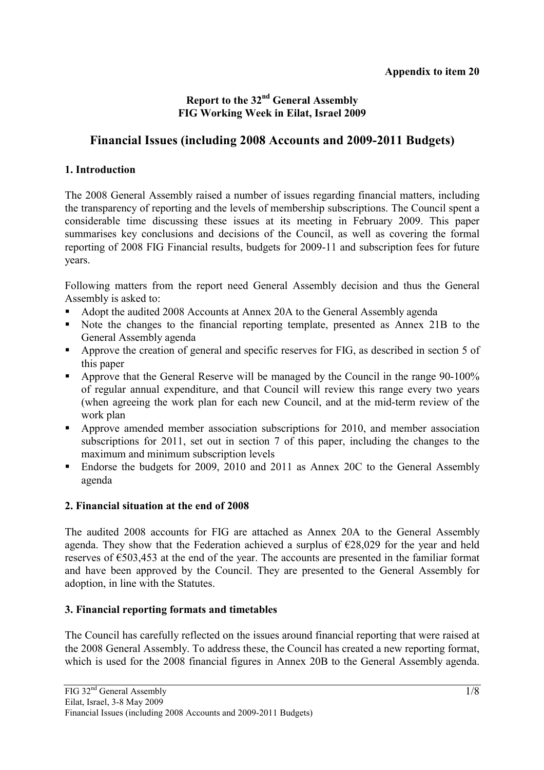**Appendix to item 20**

**Report to the 32nd General Assembly**
**FIG Working Week in Eilat, Israel 2009**

# Financial Issues (including 2008 Accounts and 2009-2011 Budgets)

## 1. Introduction

The 2008 General Assembly raised a number of issues regarding financial matters, including the transparency of reporting and the levels of membership subscriptions. The Council spent a considerable time discussing these issues at its meeting in February 2009. This paper summarises key conclusions and decisions of the Council, as well as covering the formal reporting of 2008 FIG Financial results, budgets for 2009-11 and subscription fees for future years.

Following matters from the report need General Assembly decision and thus the General Assembly is asked to:

- Adopt the audited 2008 Accounts at Annex 20A to the General Assembly agenda
- Note the changes to the financial reporting template, presented as Annex 21B to the General Assembly agenda
- Approve the creation of general and specific reserves for FIG, as described in section 5 of this paper
- Approve that the General Reserve will be managed by the Council in the range 90-100% of regular annual expenditure, and that Council will review this range every two years (when agreeing the work plan for each new Council, and at the mid-term review of the work plan
- Approve amended member association subscriptions for 2010, and member association subscriptions for 2011, set out in section 7 of this paper, including the changes to the maximum and minimum subscription levels
- Endorse the budgets for 2009, 2010 and 2011 as Annex 20C to the General Assembly agenda

## 2. Financial situation at the end of 2008

The audited 2008 accounts for FIG are attached as Annex 20A to the General Assembly agenda. They show that the Federation achieved a surplus of €28,029 for the year and held reserves of €503,453 at the end of the year. The accounts are presented in the familiar format and have been approved by the Council. They are presented to the General Assembly for adoption, in line with the Statutes.

## 3. Financial reporting formats and timetables

The Council has carefully reflected on the issues around financial reporting that were raised at the 2008 General Assembly. To address these, the Council has created a new reporting format, which is used for the 2008 financial figures in Annex 20B to the General Assembly agenda.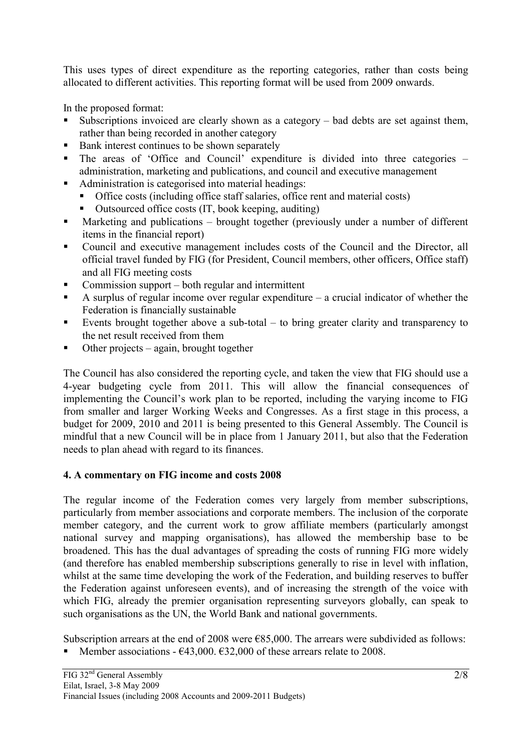This uses types of direct expenditure as the reporting categories, rather than costs being allocated to different activities. This reporting format will be used from 2009 onwards.

In the proposed format:

- Subscriptions invoiced are clearly shown as a category – bad debts are set against them, rather than being recorded in another category
- Bank interest continues to be shown separately
- The areas of 'Office and Council' expenditure is divided into three categories – administration, marketing and publications, and council and executive management
- Administration is categorised into material headings:
  - Office costs (including office staff salaries, office rent and material costs)
  - Outsourced office costs (IT, book keeping, auditing)
- Marketing and publications – brought together (previously under a number of different items in the financial report)
- Council and executive management includes costs of the Council and the Director, all official travel funded by FIG (for President, Council members, other officers, Office staff) and all FIG meeting costs
- Commission support – both regular and intermittent
- A surplus of regular income over regular expenditure – a crucial indicator of whether the Federation is financially sustainable
- Events brought together above a sub-total – to bring greater clarity and transparency to the net result received from them
- Other projects – again, brought together

The Council has also considered the reporting cycle, and taken the view that FIG should use a 4-year budgeting cycle from 2011. This will allow the financial consequences of implementing the Council's work plan to be reported, including the varying income to FIG from smaller and larger Working Weeks and Congresses. As a first stage in this process, a budget for 2009, 2010 and 2011 is being presented to this General Assembly. The Council is mindful that a new Council will be in place from 1 January 2011, but also that the Federation needs to plan ahead with regard to its finances.

## 4. A commentary on FIG income and costs 2008

The regular income of the Federation comes very largely from member subscriptions, particularly from member associations and corporate members. The inclusion of the corporate member category, and the current work to grow affiliate members (particularly amongst national survey and mapping organisations), has allowed the membership base to be broadened. This has the dual advantages of spreading the costs of running FIG more widely (and therefore has enabled membership subscriptions generally to rise in level with inflation, whilst at the same time developing the work of the Federation, and building reserves to buffer the Federation against unforeseen events), and of increasing the strength of the voice with which FIG, already the premier organisation representing surveyors globally, can speak to such organisations as the UN, the World Bank and national governments.

Subscription arrears at the end of 2008 were €85,000. The arrears were subdivided as follows:

- Member associations - €43,000. €32,000 of these arrears relate to 2008.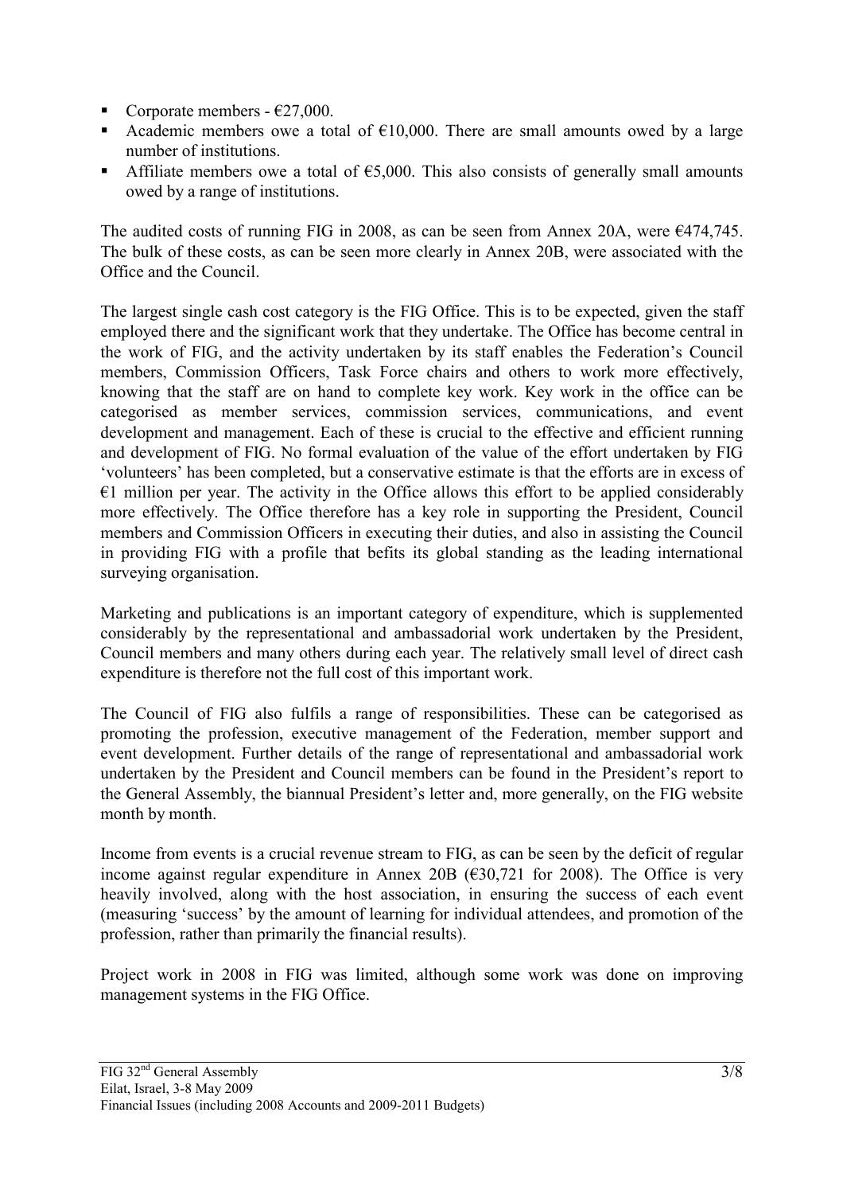- Corporate members - €27,000.
- Academic members owe a total of €10,000. There are small amounts owed by a large number of institutions.
- Affiliate members owe a total of €5,000. This also consists of generally small amounts owed by a range of institutions.

The audited costs of running FIG in 2008, as can be seen from Annex 20A, were €474,745. The bulk of these costs, as can be seen more clearly in Annex 20B, were associated with the Office and the Council.

The largest single cash cost category is the FIG Office. This is to be expected, given the staff employed there and the significant work that they undertake. The Office has become central in the work of FIG, and the activity undertaken by its staff enables the Federation's Council members, Commission Officers, Task Force chairs and others to work more effectively, knowing that the staff are on hand to complete key work. Key work in the office can be categorised as member services, commission services, communications, and event development and management. Each of these is crucial to the effective and efficient running and development of FIG. No formal evaluation of the value of the effort undertaken by FIG 'volunteers' has been completed, but a conservative estimate is that the efforts are in excess of €1 million per year. The activity in the Office allows this effort to be applied considerably more effectively. The Office therefore has a key role in supporting the President, Council members and Commission Officers in executing their duties, and also in assisting the Council in providing FIG with a profile that befits its global standing as the leading international surveying organisation.

Marketing and publications is an important category of expenditure, which is supplemented considerably by the representational and ambassadorial work undertaken by the President, Council members and many others during each year. The relatively small level of direct cash expenditure is therefore not the full cost of this important work.

The Council of FIG also fulfils a range of responsibilities. These can be categorised as promoting the profession, executive management of the Federation, member support and event development. Further details of the range of representational and ambassadorial work undertaken by the President and Council members can be found in the President's report to the General Assembly, the biannual President's letter and, more generally, on the FIG website month by month.

Income from events is a crucial revenue stream to FIG, as can be seen by the deficit of regular income against regular expenditure in Annex 20B (€30,721 for 2008). The Office is very heavily involved, along with the host association, in ensuring the success of each event (measuring 'success' by the amount of learning for individual attendees, and promotion of the profession, rather than primarily the financial results).

Project work in 2008 in FIG was limited, although some work was done on improving management systems in the FIG Office.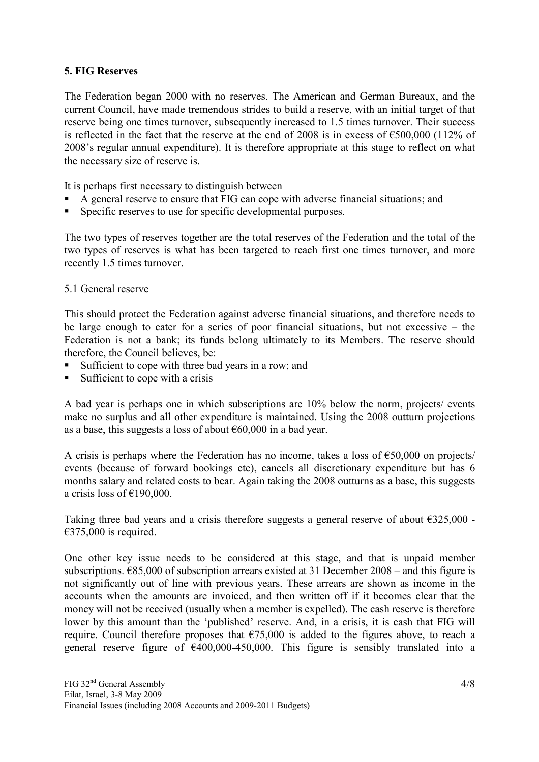**5. FIG Reserves**

The Federation began 2000 with no reserves. The American and German Bureaux, and the current Council, have made tremendous strides to build a reserve, with an initial target of that reserve being one times turnover, subsequently increased to 1.5 times turnover. Their success is reflected in the fact that the reserve at the end of 2008 is in excess of €500,000 (112% of 2008's regular annual expenditure). It is therefore appropriate at this stage to reflect on what the necessary size of reserve is.

It is perhaps first necessary to distinguish between

- A general reserve to ensure that FIG can cope with adverse financial situations; and
- Specific reserves to use for specific developmental purposes.

The two types of reserves together are the total reserves of the Federation and the total of the two types of reserves is what has been targeted to reach first one times turnover, and more recently 1.5 times turnover.

5.1 General reserve

This should protect the Federation against adverse financial situations, and therefore needs to be large enough to cater for a series of poor financial situations, but not excessive – the Federation is not a bank; its funds belong ultimately to its Members. The reserve should therefore, the Council believes, be:

- Sufficient to cope with three bad years in a row; and
- Sufficient to cope with a crisis

A bad year is perhaps one in which subscriptions are 10% below the norm, projects/ events make no surplus and all other expenditure is maintained. Using the 2008 outturn projections as a base, this suggests a loss of about €60,000 in a bad year.

A crisis is perhaps where the Federation has no income, takes a loss of €50,000 on projects/ events (because of forward bookings etc), cancels all discretionary expenditure but has 6 months salary and related costs to bear. Again taking the 2008 outturns as a base, this suggests a crisis loss of €190,000.

Taking three bad years and a crisis therefore suggests a general reserve of about €325,000 - €375,000 is required.

One other key issue needs to be considered at this stage, and that is unpaid member subscriptions. €85,000 of subscription arrears existed at 31 December 2008 – and this figure is not significantly out of line with previous years. These arrears are shown as income in the accounts when the amounts are invoiced, and then written off if it becomes clear that the money will not be received (usually when a member is expelled). The cash reserve is therefore lower by this amount than the 'published' reserve. And, in a crisis, it is cash that FIG will require. Council therefore proposes that €75,000 is added to the figures above, to reach a general reserve figure of €400,000-450,000. This figure is sensibly translated into a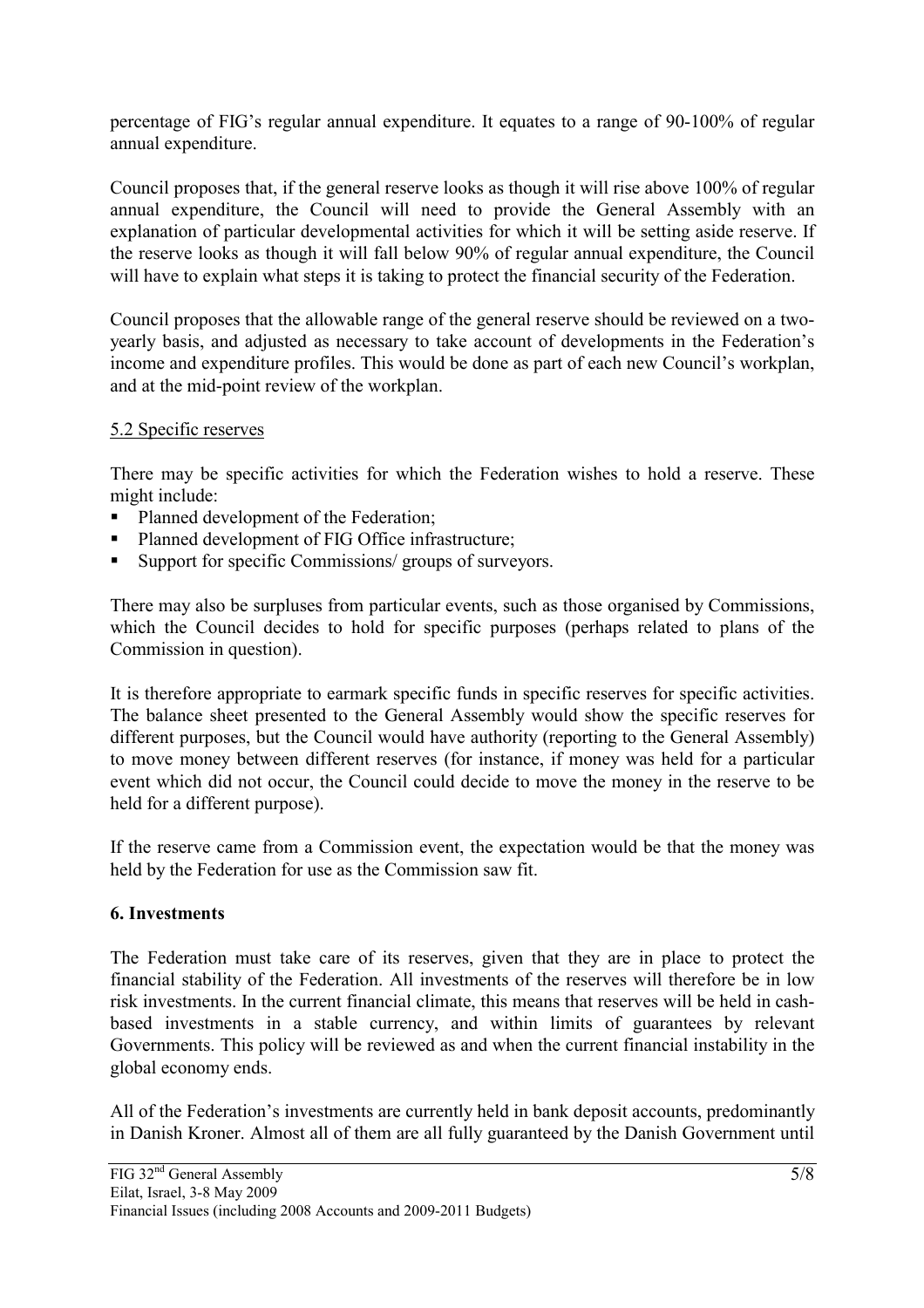percentage of FIG's regular annual expenditure. It equates to a range of 90-100% of regular annual expenditure.

Council proposes that, if the general reserve looks as though it will rise above 100% of regular annual expenditure, the Council will need to provide the General Assembly with an explanation of particular developmental activities for which it will be setting aside reserve. If the reserve looks as though it will fall below 90% of regular annual expenditure, the Council will have to explain what steps it is taking to protect the financial security of the Federation.

Council proposes that the allowable range of the general reserve should be reviewed on a two-yearly basis, and adjusted as necessary to take account of developments in the Federation's income and expenditure profiles. This would be done as part of each new Council's workplan, and at the mid-point review of the workplan.

### 5.2 Specific reserves

There may be specific activities for which the Federation wishes to hold a reserve. These might include:

- Planned development of the Federation;
- Planned development of FIG Office infrastructure;
- Support for specific Commissions/ groups of surveyors.

There may also be surpluses from particular events, such as those organised by Commissions, which the Council decides to hold for specific purposes (perhaps related to plans of the Commission in question).

It is therefore appropriate to earmark specific funds in specific reserves for specific activities. The balance sheet presented to the General Assembly would show the specific reserves for different purposes, but the Council would have authority (reporting to the General Assembly) to move money between different reserves (for instance, if money was held for a particular event which did not occur, the Council could decide to move the money in the reserve to be held for a different purpose).

If the reserve came from a Commission event, the expectation would be that the money was held by the Federation for use as the Commission saw fit.

## 6. Investments

The Federation must take care of its reserves, given that they are in place to protect the financial stability of the Federation. All investments of the reserves will therefore be in low risk investments. In the current financial climate, this means that reserves will be held in cash-based investments in a stable currency, and within limits of guarantees by relevant Governments. This policy will be reviewed as and when the current financial instability in the global economy ends.

All of the Federation's investments are currently held in bank deposit accounts, predominantly in Danish Kroner. Almost all of them are all fully guaranteed by the Danish Government until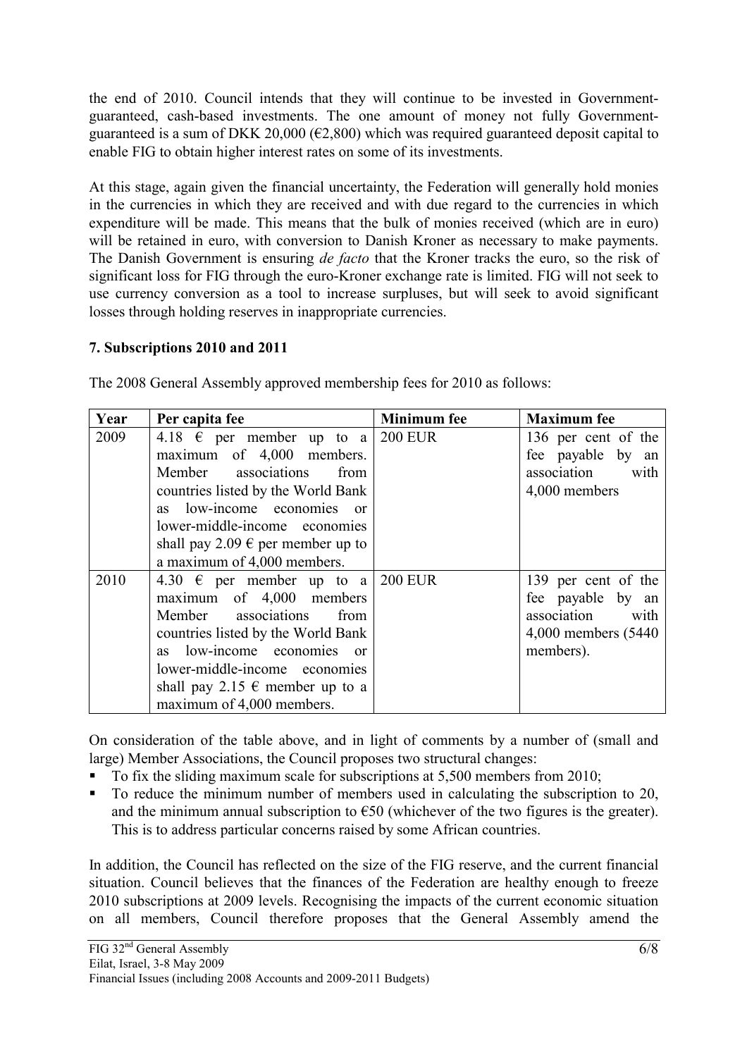the end of 2010. Council intends that they will continue to be invested in Government-guaranteed, cash-based investments. The one amount of money not fully Government-guaranteed is a sum of DKK 20,000 (€2,800) which was required guaranteed deposit capital to enable FIG to obtain higher interest rates on some of its investments.

At this stage, again given the financial uncertainty, the Federation will generally hold monies in the currencies in which they are received and with due regard to the currencies in which expenditure will be made. This means that the bulk of monies received (which are in euro) will be retained in euro, with conversion to Danish Kroner as necessary to make payments. The Danish Government is ensuring *de facto* that the Kroner tracks the euro, so the risk of significant loss for FIG through the euro-Kroner exchange rate is limited. FIG will not seek to use currency conversion as a tool to increase surpluses, but will seek to avoid significant losses through holding reserves in inappropriate currencies.

### 7. Subscriptions 2010 and 2011

The 2008 General Assembly approved membership fees for 2010 as follows:

| Year | Per capita fee | Minimum fee | Maximum fee |
|---|---|---|---|
| 2009 | 4.18 € per member up to a maximum of 4,000 members. Member associations from countries listed by the World Bank as low-income economies or lower-middle-income economies shall pay 2.09 € per member up to a maximum of 4,000 members. | 200 EUR | 136 per cent of the fee payable by an association with 4,000 members |
| 2010 | 4.30 € per member up to a maximum of 4,000 members Member associations from countries listed by the World Bank as low-income economies or lower-middle-income economies shall pay 2.15 € member up to a maximum of 4,000 members. | 200 EUR | 139 per cent of the fee payable by an association with 4,000 members (5440 members). |

On consideration of the table above, and in light of comments by a number of (small and large) Member Associations, the Council proposes two structural changes:

- To fix the sliding maximum scale for subscriptions at 5,500 members from 2010;
- To reduce the minimum number of members used in calculating the subscription to 20, and the minimum annual subscription to €50 (whichever of the two figures is the greater). This is to address particular concerns raised by some African countries.

In addition, the Council has reflected on the size of the FIG reserve, and the current financial situation. Council believes that the finances of the Federation are healthy enough to freeze 2010 subscriptions at 2009 levels. Recognising the impacts of the current economic situation on all members, Council therefore proposes that the General Assembly amend the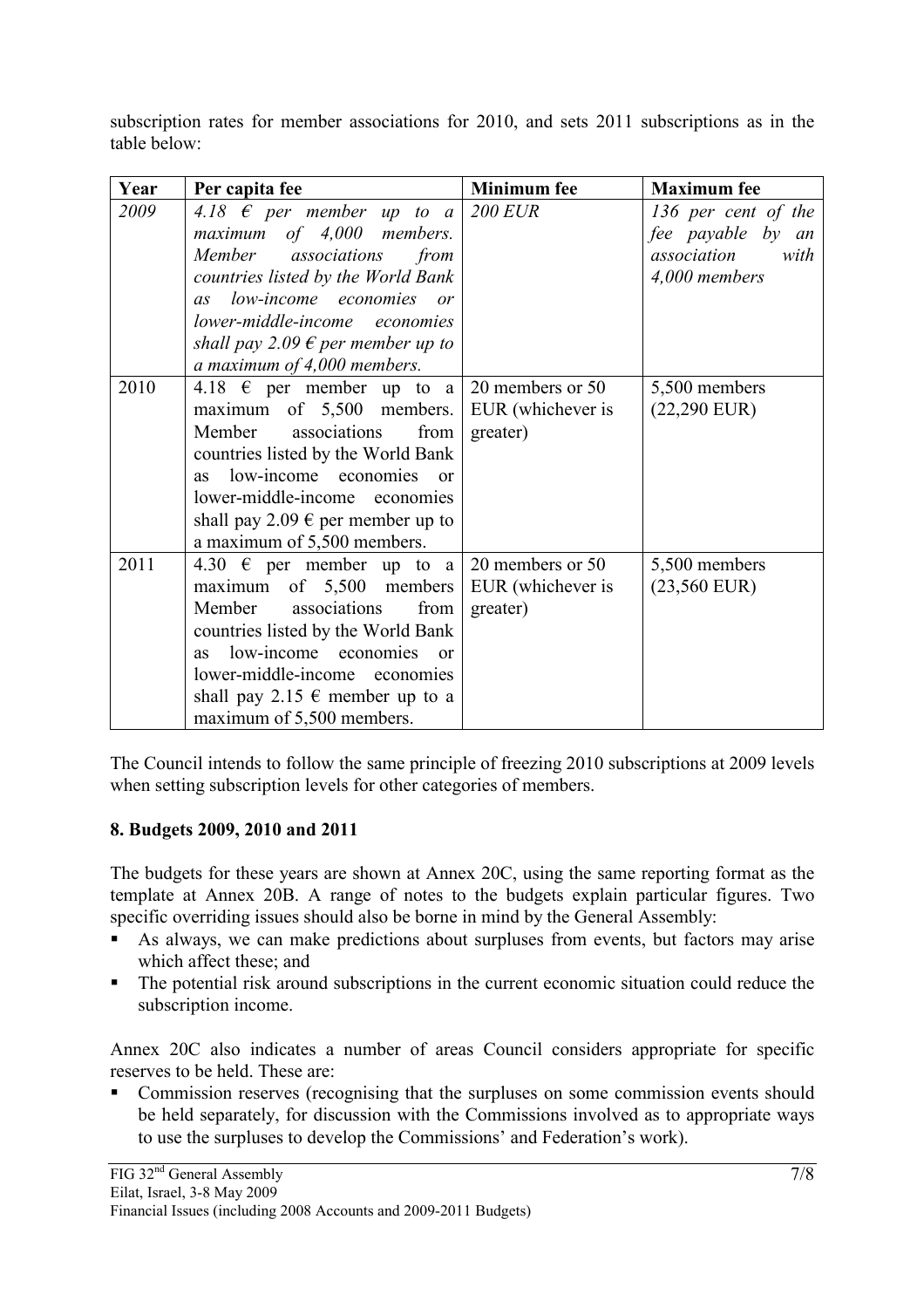subscription rates for member associations for 2010, and sets 2011 subscriptions as in the table below:

| Year | Per capita fee | Minimum fee | Maximum fee |
|---|---|---|---|
| *2009* | *4.18 € per member up to a maximum of 4,000 members. Member associations from countries listed by the World Bank as low-income economies or lower-middle-income economies shall pay 2.09 € per member up to a maximum of 4,000 members.* | *200 EUR* | *136 per cent of the fee payable by an association with 4,000 members* |
| 2010 | 4.18 € per member up to a maximum of 5,500 members. Member associations from countries listed by the World Bank as low-income economies or lower-middle-income economies shall pay 2.09 € per member up to a maximum of 5,500 members. | 20 members or 50 EUR (whichever is greater) | 5,500 members (22,290 EUR) |
| 2011 | 4.30 € per member up to a maximum of 5,500 members Member associations from countries listed by the World Bank as low-income economies or lower-middle-income economies shall pay 2.15 € member up to a maximum of 5,500 members. | 20 members or 50 EUR (whichever is greater) | 5,500 members (23,560 EUR) |

The Council intends to follow the same principle of freezing 2010 subscriptions at 2009 levels when setting subscription levels for other categories of members.

## 8. Budgets 2009, 2010 and 2011

The budgets for these years are shown at Annex 20C, using the same reporting format as the template at Annex 20B. A range of notes to the budgets explain particular figures. Two specific overriding issues should also be borne in mind by the General Assembly:

- As always, we can make predictions about surpluses from events, but factors may arise which affect these; and
- The potential risk around subscriptions in the current economic situation could reduce the subscription income.

Annex 20C also indicates a number of areas Council considers appropriate for specific reserves to be held. These are:

- Commission reserves (recognising that the surpluses on some commission events should be held separately, for discussion with the Commissions involved as to appropriate ways to use the surpluses to develop the Commissions' and Federation's work).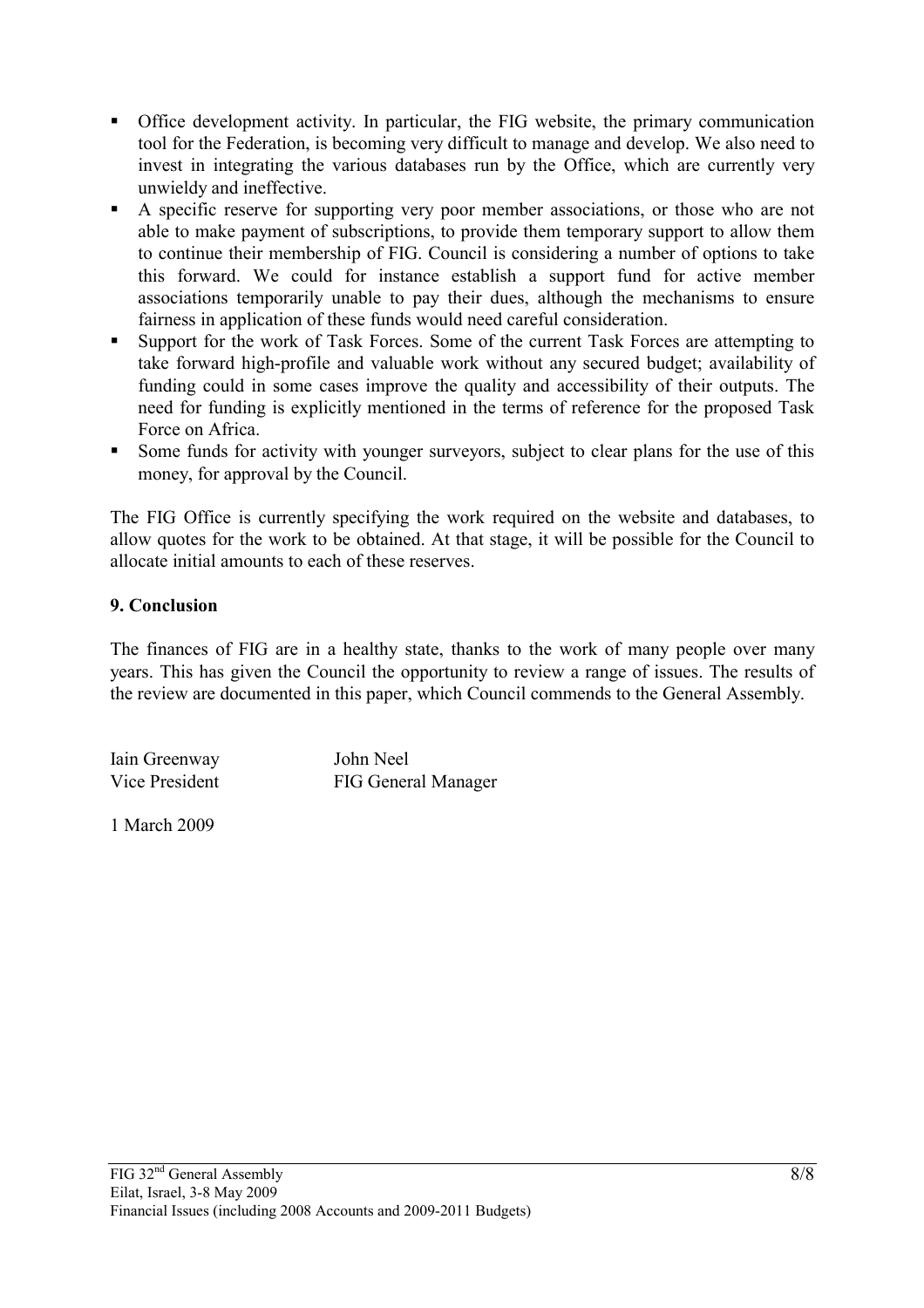- Office development activity. In particular, the FIG website, the primary communication tool for the Federation, is becoming very difficult to manage and develop. We also need to invest in integrating the various databases run by the Office, which are currently very unwieldy and ineffective.
- A specific reserve for supporting very poor member associations, or those who are not able to make payment of subscriptions, to provide them temporary support to allow them to continue their membership of FIG. Council is considering a number of options to take this forward. We could for instance establish a support fund for active member associations temporarily unable to pay their dues, although the mechanisms to ensure fairness in application of these funds would need careful consideration.
- Support for the work of Task Forces. Some of the current Task Forces are attempting to take forward high-profile and valuable work without any secured budget; availability of funding could in some cases improve the quality and accessibility of their outputs. The need for funding is explicitly mentioned in the terms of reference for the proposed Task Force on Africa.
- Some funds for activity with younger surveyors, subject to clear plans for the use of this money, for approval by the Council.

The FIG Office is currently specifying the work required on the website and databases, to allow quotes for the work to be obtained. At that stage, it will be possible for the Council to allocate initial amounts to each of these reserves.

## 9. Conclusion

The finances of FIG are in a healthy state, thanks to the work of many people over many years. This has given the Council the opportunity to review a range of issues. The results of the review are documented in this paper, which Council commends to the General Assembly.

Iain Greenway
Vice President

John Neel
FIG General Manager

1 March 2009